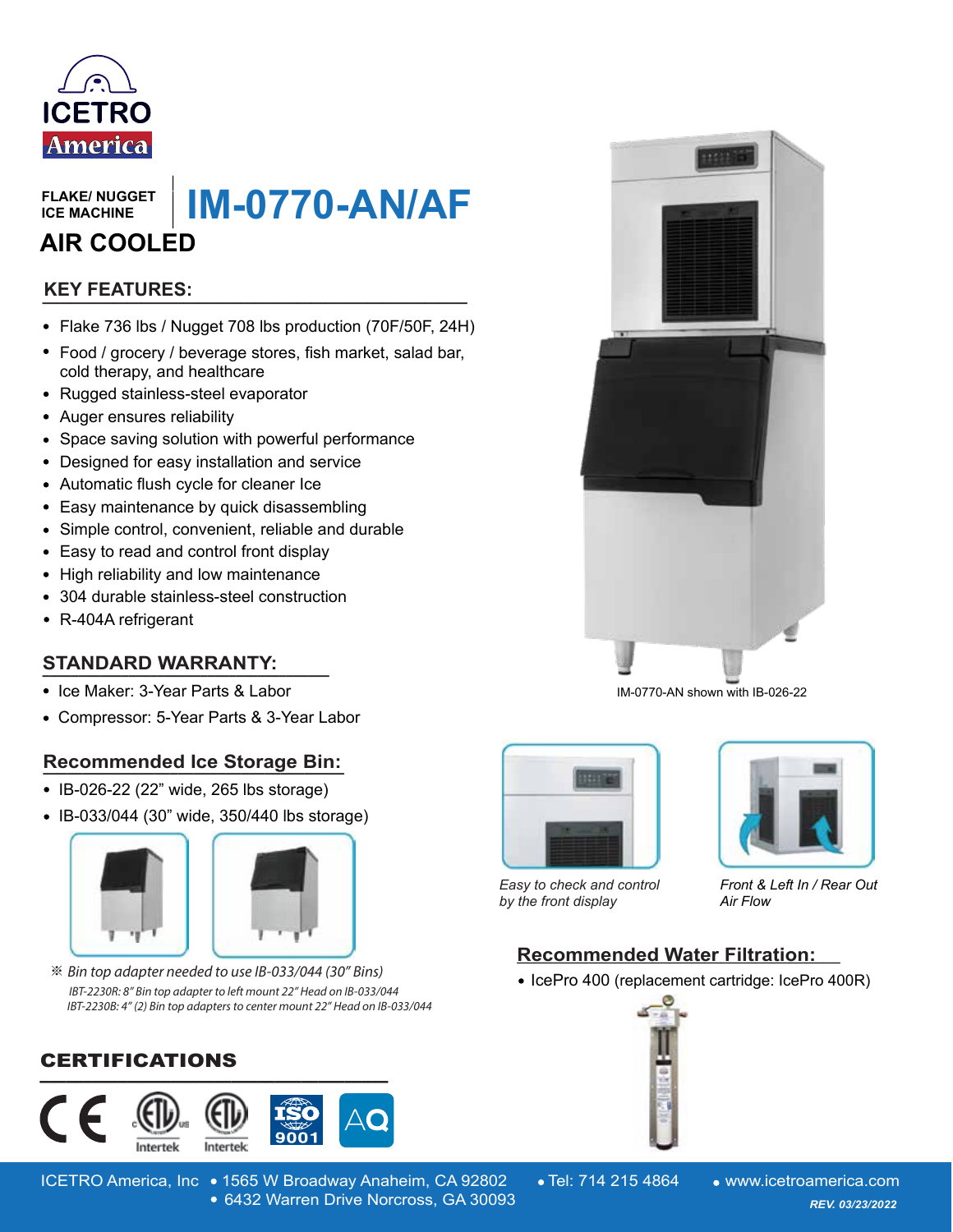ICETRO America

FLAKE/ NUGGET ICE MACHINE

# IM-0770-AN/AF

## AIR COOLED

### KEY FEATURES:

- Flake 736 lbs / Nugget 708 lbs production (70F/50F, 24H)
- Food / grocery / beverage stores, fish market, salad bar, cold therapy, and healthcare
- Rugged stainless-steel evaporator
- Auger ensures reliability
- Space saving solution with powerful performance
- Designed for easy installation and service
- Automatic flush cycle for cleaner Ice
- Easy maintenance by quick disassembling
- Simple control, convenient, reliable and durable
- Easy to read and control front display
- High reliability and low maintenance
- 304 durable stainless-steel construction
- R-404A refrigerant

### STANDARD WARRANTY:

- Ice Maker: 3-Year Parts & Labor
- Compressor: 5-Year Parts & 3-Year Labor

### Recommended Ice Storage Bin:

- IB-026-22 (22" wide, 265 lbs storage)
- IB-033/044 (30" wide, 350/440 lbs storage)

※ *Bin top adapter needed to use IB-033/044 (30" Bins)*

*IBT-2230R: 8" Bin top adapter to left mount 22" Head on IB-033/044*

*IBT-2230B: 4" (2) Bin top adapters to center mount 22" Head on IB-033/044*

### CERTIFICATIONS

CE, ETL (C US) Intertek, ETL Intertek, ISO 9001, AQ

IM-0770-AN shown with IB-026-22

*Easy to check and control by the front display*

*Front & Left In / Rear Out Air Flow*

### Recommended Water Filtration:

- IcePro 400 (replacement cartridge: IcePro 400R)

ICETRO America, Inc • 1565 W Broadway Anaheim, CA 92802 • 6432 Warren Drive Norcross, GA 30093 • Tel: 714 215 4864 • www.icetroamerica.com

*REV. 03/23/2022*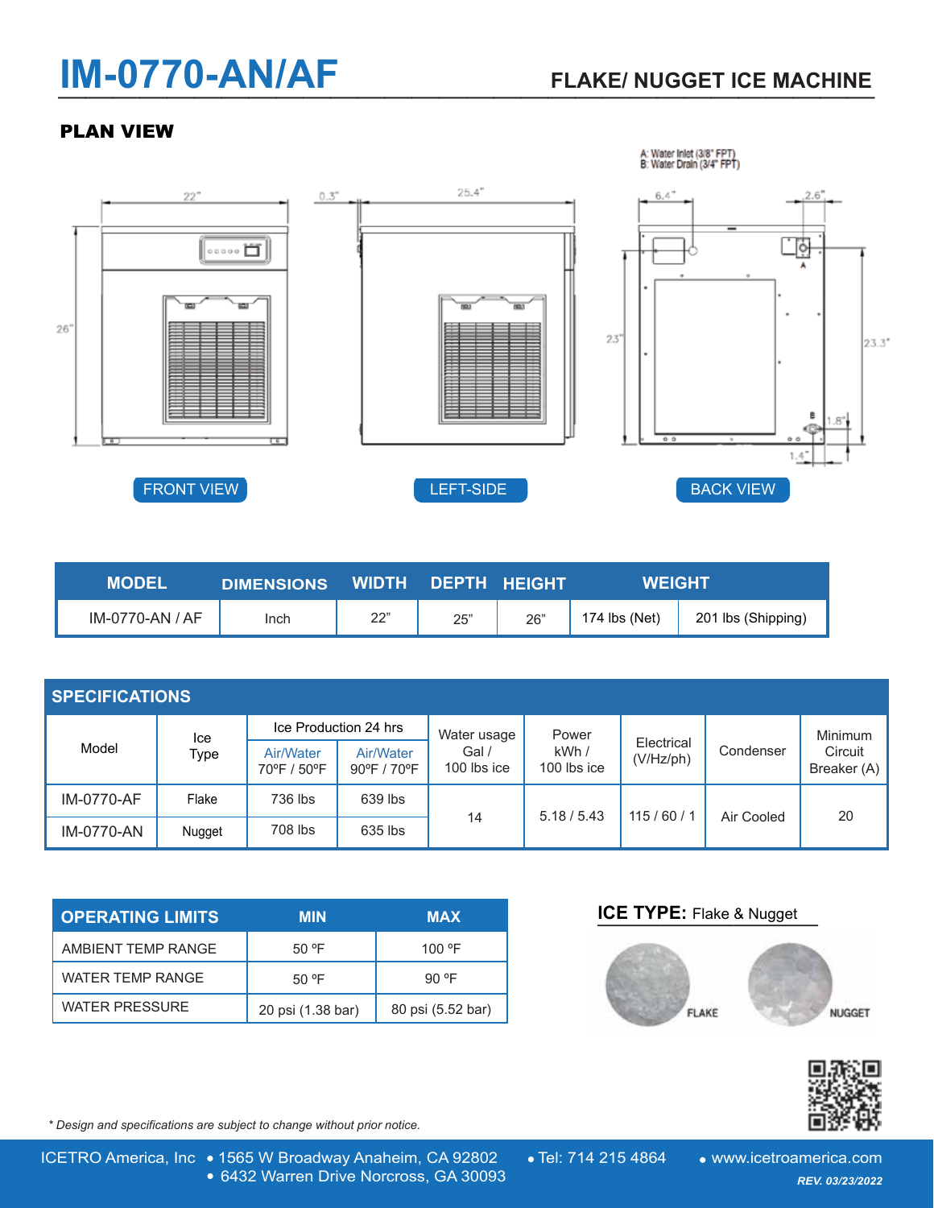# IM-0770-AN/AF

## FLAKE/ NUGGET ICE MACHINE

### PLAN VIEW

A: Water Inlet (3/8" FPT)
B: Water Drain (3/4" FPT)

22"
26"
0.3"
25.4"
6.4"
2.6"
23"
23.3"
1.8"
1.4"

FRONT VIEW

LEFT-SIDE

BACK VIEW

| MODEL | DIMENSIONS | WIDTH | DEPTH | HEIGHT | WEIGHT | |
|---|---|---|---|---|---|---|
| IM-0770-AN / AF | Inch | 22" | 25" | 26" | 174 lbs (Net) | 201 lbs (Shipping) |

### SPECIFICATIONS

| Model | Ice Type | Ice Production 24 hrs | | Water usage Gal / 100 lbs ice | Power kWh / 100 lbs ice | Electrical (V/Hz/ph) | Condenser | Minimum Circuit Breaker (A) |
|---|---|---|---|---|---|---|---|---|
| | | Air/Water 70ºF / 50ºF | Air/Water 90ºF / 70ºF | | | | | |
| IM-0770-AF | Flake | 736 lbs | 639 lbs | 14 | 5.18 / 5.43 | 115 / 60 / 1 | Air Cooled | 20 |
| IM-0770-AN | Nugget | 708 lbs | 635 lbs | | | | | |

| OPERATING LIMITS | MIN | MAX |
|---|---|---|
| AMBIENT TEMP RANGE | 50 ºF | 100 ºF |
| WATER TEMP RANGE | 50 ºF | 90 ºF |
| WATER PRESSURE | 20 psi (1.38 bar) | 80 psi (5.52 bar) |

**ICE TYPE:** Flake & Nugget

FLAKE

NUGGET

*\* Design and specifications are subject to change without prior notice.*

ICETRO America, Inc • 1565 W Broadway Anaheim, CA 92802 • 6432 Warren Drive Norcross, GA 30093 • Tel: 714 215 4864 • www.icetroamerica.com

*REV. 03/23/2022*